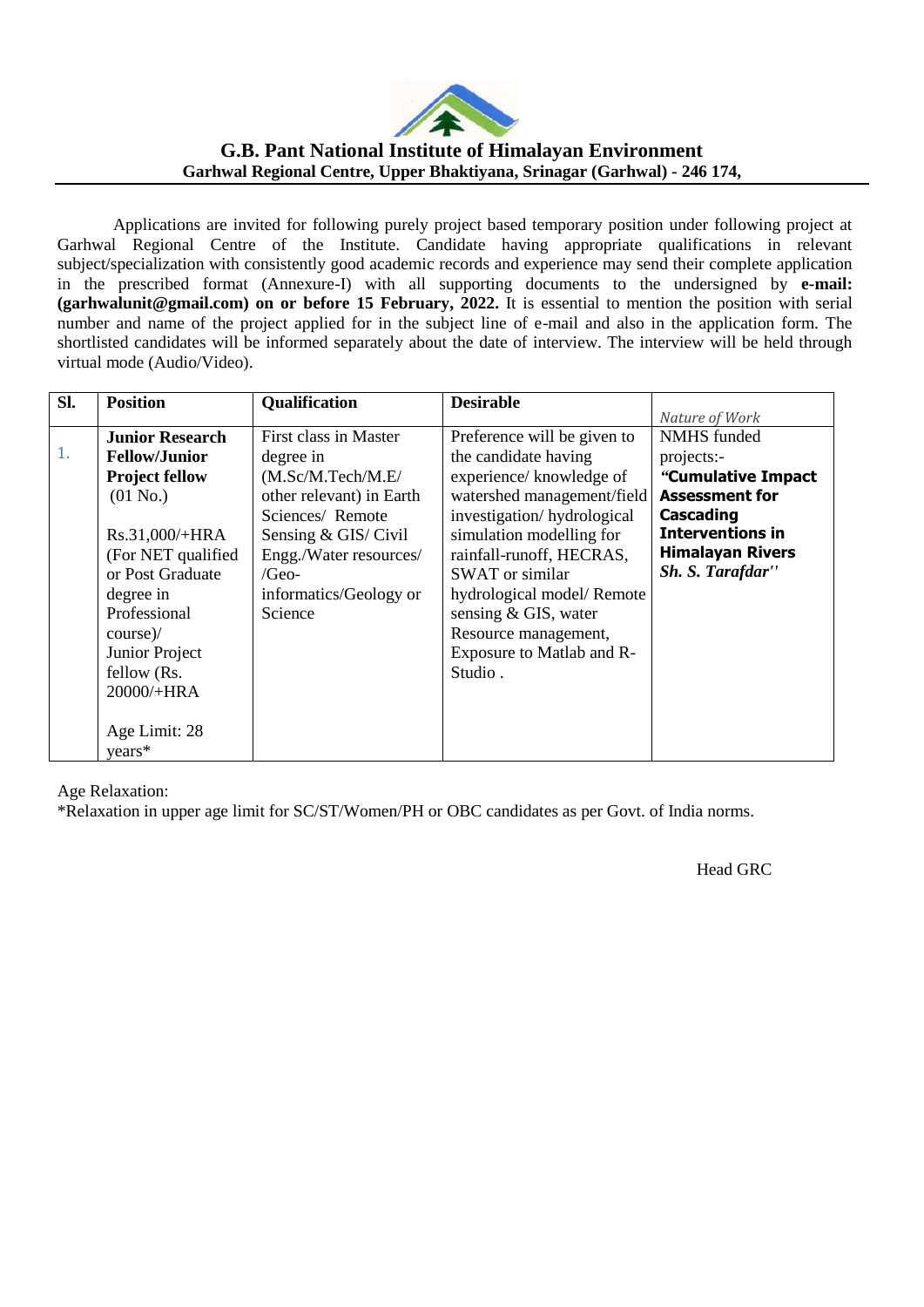# G.B. Pant National Institute of Himalayan Environment

**Garhwal Regional Centre, Upper Bhaktiyana, Srinagar (Garhwal) - 246 174,**

Applications are invited for following purely project based temporary position under following project at Garhwal Regional Centre of the Institute. Candidate having appropriate qualifications in relevant subject/specialization with consistently good academic records and experience may send their complete application in the prescribed format (Annexure-I) with all supporting documents to the undersigned by **e-mail: (garhwalunit@gmail.com) on or before 15 February, 2022.** It is essential to mention the position with serial number and name of the project applied for in the subject line of e-mail and also in the application form. The shortlisted candidates will be informed separately about the date of interview. The interview will be held through virtual mode (Audio/Video).

| Sl. | Position | Qualification | Desirable | *Nature of Work* |
|---|---|---|---|---|
| 1. | **Junior Research Fellow/Junior Project fellow** (01 No.)<br><br>Rs.31,000/+HRA (For NET qualified or Post Graduate degree in Professional course)/ Junior Project fellow (Rs. 20000/+HRA<br><br>Age Limit: 28 years* | First class in Master degree in (M.Sc/M.Tech/M.E/ other relevant) in Earth Sciences/ Remote Sensing & GIS/ Civil Engg./Water resources/ /Geo-informatics/Geology or Science | Preference will be given to the candidate having experience/ knowledge of watershed management/field investigation/ hydrological simulation modelling for rainfall-runoff, HECRAS, SWAT or similar hydrological model/ Remote sensing & GIS, water Resource management, Exposure to Matlab and R-Studio . | NMHS funded projects:- **"Cumulative Impact Assessment for Cascading Interventions in Himalayan Rivers** ***Sh. S. Tarafdar"*** |

Age Relaxation:

*Relaxation in upper age limit for SC/ST/Women/PH or OBC candidates as per Govt. of India norms.

Head GRC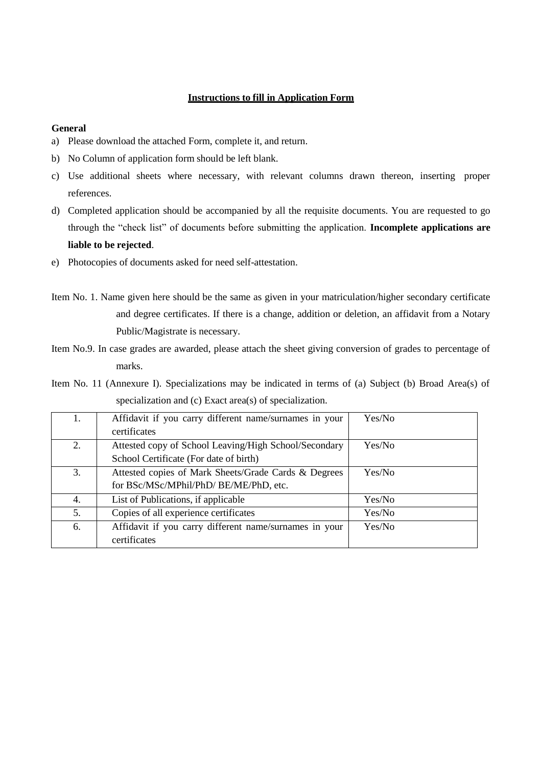## Instructions to fill in Application Form

**General**

a) Please download the attached Form, complete it, and return.

b) No Column of application form should be left blank.

c) Use additional sheets where necessary, with relevant columns drawn thereon, inserting proper references.

d) Completed application should be accompanied by all the requisite documents. You are requested to go through the "check list" of documents before submitting the application. **Incomplete applications are liable to be rejected**.

e) Photocopies of documents asked for need self-attestation.

Item No. 1. Name given here should be the same as given in your matriculation/higher secondary certificate and degree certificates. If there is a change, addition or deletion, an affidavit from a Notary Public/Magistrate is necessary.

Item No.9. In case grades are awarded, please attach the sheet giving conversion of grades to percentage of marks.

Item No. 11 (Annexure I). Specializations may be indicated in terms of (a) Subject (b) Broad Area(s) of specialization and (c) Exact area(s) of specialization.

| | | |
|---|---|---|
| 1. | Affidavit if you carry different name/surnames in your certificates | Yes/No |
| 2. | Attested copy of School Leaving/High School/Secondary School Certificate (For date of birth) | Yes/No |
| 3. | Attested copies of Mark Sheets/Grade Cards & Degrees for BSc/MSc/MPhil/PhD/ BE/ME/PhD, etc. | Yes/No |
| 4. | List of Publications, if applicable | Yes/No |
| 5. | Copies of all experience certificates | Yes/No |
| 6. | Affidavit if you carry different name/surnames in your certificates | Yes/No |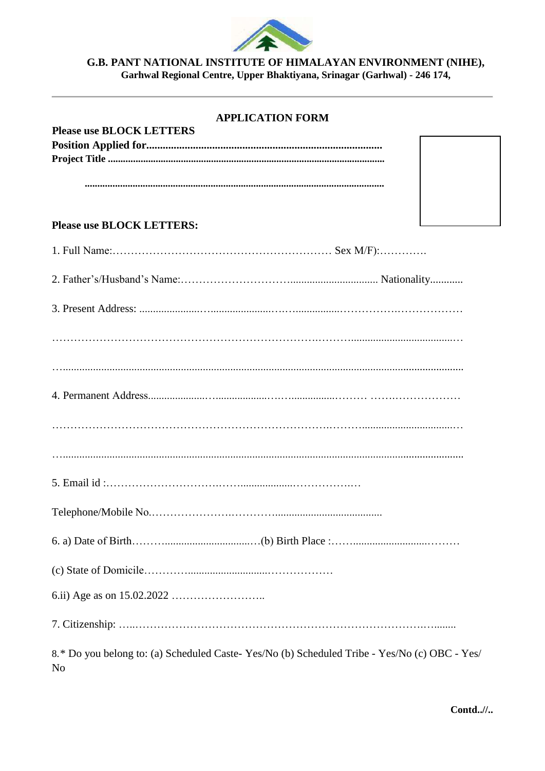**G.B. PANT NATIONAL INSTITUTE OF HIMALAYAN ENVIRONMENT (NIHE),**
**Garhwal Regional Centre, Upper Bhaktiyana, Srinagar (Garhwal) - 246 174,**

---

## APPLICATION FORM

**Please use BLOCK LETTERS**

**Position Applied for.....................................................................................**

**Project Title ...........................................................................................................**

**....................................................................................................................**

**Please use BLOCK LETTERS:**

1. Full Name:………………………………………………… Sex M/F):………….

2. Father's/Husband's Name:………………………................................ Nationality............

3. Present Address: ...................…......................……...............…………….………………

……………………………………………………………….………......................................…

…...................................................................................................................................

4. Permanent Address...................….....................……...............……… ……….…………………

……………………………………………………………….………...................................…

…...................................................................................................................................

5. Email id :……………………….……..................………………

Telephone/Mobile No.………………….………….......................................

6. a) Date of Birth………................................…(b) Birth Place :……..........................………

(c) State of Domicile…………...........................………………

6.ii) Age as on 15.02.2022 ……………………..

7. Citizenship: …..………………………………………………………………….…........

8.* Do you belong to: (a) Scheduled Caste- Yes/No (b) Scheduled Tribe - Yes/No (c) OBC - Yes/ No

**Contd..//..**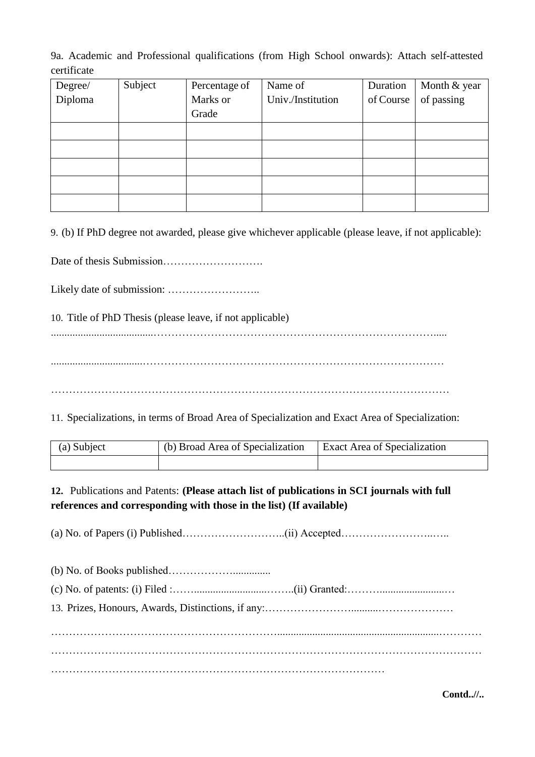9a. Academic and Professional qualifications (from High School onwards): Attach self-attested certificate

| Degree/ Diploma | Subject | Percentage of Marks or Grade | Name of Univ./Institution | Duration of Course | Month & year of passing |
|---|---|---|---|---|---|
| | | | | | |
| | | | | | |
| | | | | | |
| | | | | | |
| | | | | | |

9. (b) If PhD degree not awarded, please give whichever applicable (please leave, if not applicable):

Date of thesis Submission……………………….

Likely date of submission: ……………………..

10. Title of PhD Thesis (please leave, if not applicable)

.....................................…………………………………………………………………….....

.................................…………………………………………………………………………

………………………………………………………………………………………………

11. Specializations, in terms of Broad Area of Specialization and Exact Area of Specialization:

| (a) Subject | (b) Broad Area of Specialization | Exact Area of Specialization |
|---|---|---|
| | | |

**12.** Publications and Patents: **(Please attach list of publications in SCI journals with full references and corresponding with those in the list) (If available)**

(a) No. of Papers (i) Published………………………..(ii) Accepted……………………..…..

(b) No. of Books published………………...............

(c) No. of patents: (i) Filed :……............................……..(ii) Granted:……..........................…

13. Prizes, Honours, Awards, Distinctions, if any:……………………..........…………………

……………………………………………………...........................................................…………

…………………………………………………………………………………………………………

………………………………………………………………………………

**Contd..//..**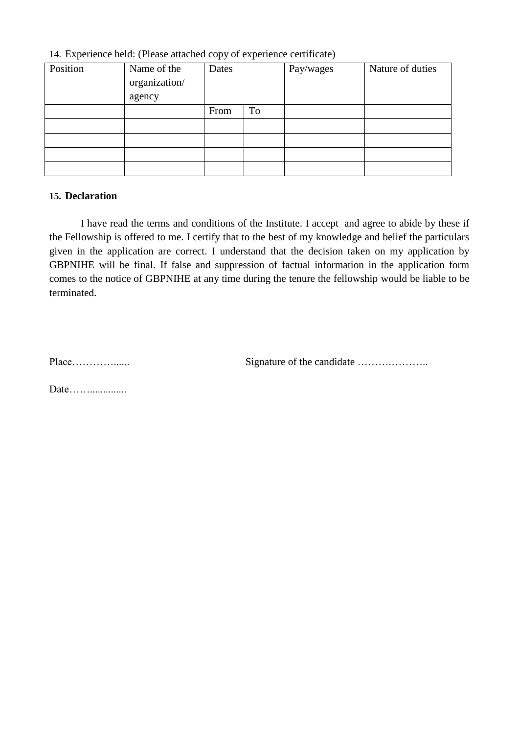14. Experience held: (Please attached copy of experience certificate)

| Position | Name of the organization/ agency | Dates | | Pay/wages | Nature of duties |
|---|---|---|---|---|---|
| | | From | To | | |
| | | | | | |
| | | | | | |
| | | | | | |
| | | | | | |

**15. Declaration**

I have read the terms and conditions of the Institute. I accept and agree to abide by these if the Fellowship is offered to me. I certify that to the best of my knowledge and belief the particulars given in the application are correct. I understand that the decision taken on my application by GBPNIHE will be final. If false and suppression of factual information in the application form comes to the notice of GBPNIHE at any time during the tenure the fellowship would be liable to be terminated.

Place…………......

Signature of the candidate …………………..

Date…….............